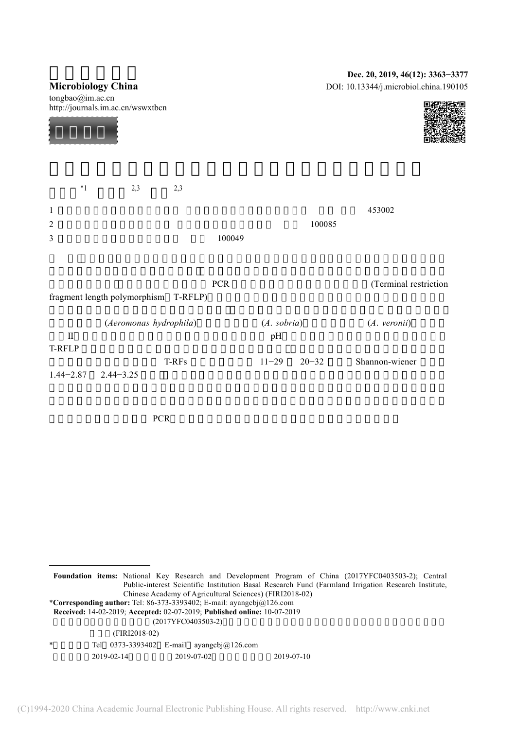**Microbiology China**

tongbao@im.ac.cn

http://journals.im.ac.cn/wswxtbcn

DOI: 10.13344/j.microbiol.china.190105

*1 2,3 2,3

1 453002

2 100085

3 100049

PCR (Terminal restriction fragment length polymorphism T-RFLP)

(*Aeromonas hydrophila*) (*A. sobria*) (*A. veronii*)

II pH

T-RFLP

T-RFs 11−29 20−32 Shannon-wiener 1.44−2.87 2.44−3.25

PCR

---

**Foundation items:** National Key Research and Development Program of China (2017YFC0403503-2); Central Public-interest Scientific Institution Basal Research Fund (Farmland Irrigation Research Institute, Chinese Academy of Agricultural Sciences) (FIRI2018-02)

***Corresponding author:** Tel: 86-373-3393402; E-mail: ayangcbj@126.com

**Received:** 14-02-2019; **Accepted:** 02-07-2019; **Published online:** 10-07-2019

(2017YFC0403503-2)

(FIRI2018-02)

* Tel 0373-3393402 E-mail ayangcbj@126.com

2019-02-14 2019-07-02 2019-07-10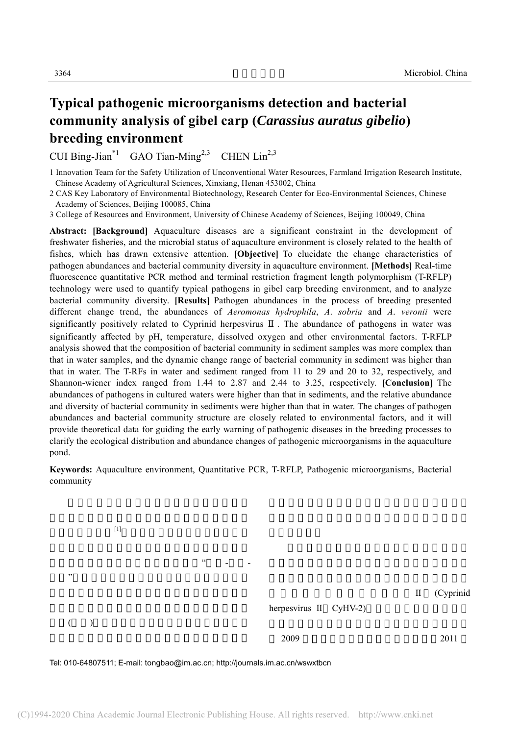# Typical pathogenic microorganisms detection and bacterial community analysis of gibel carp (*Carassius auratus gibelio*) breeding environment

CUI Bing-Jian[*1] GAO Tian-Ming[2,3] CHEN Lin[2,3]

1 Innovation Team for the Safety Utilization of Unconventional Water Resources, Farmland Irrigation Research Institute, Chinese Academy of Agricultural Sciences, Xinxiang, Henan 453002, China

2 CAS Key Laboratory of Environmental Biotechnology, Research Center for Eco-Environmental Sciences, Chinese Academy of Sciences, Beijing 100085, China

3 College of Resources and Environment, University of Chinese Academy of Sciences, Beijing 100049, China

**Abstract: [Background]** Aquaculture diseases are a significant constraint in the development of freshwater fisheries, and the microbial status of aquaculture environment is closely related to the health of fishes, which has drawn extensive attention. **[Objective]** To elucidate the change characteristics of pathogen abundances and bacterial community diversity in aquaculture environment. **[Methods]** Real-time fluorescence quantitative PCR method and terminal restriction fragment length polymorphism (T-RFLP) technology were used to quantify typical pathogens in gibel carp breeding environment, and to analyze bacterial community diversity. **[Results]** Pathogen abundances in the process of breeding presented different change trend, the abundances of *Aeromonas hydrophila*, *A. sobria* and *A. veronii* were significantly positively related to Cyprinid herpesvirus Ⅱ. The abundance of pathogens in water was significantly affected by pH, temperature, dissolved oxygen and other environmental factors. T-RFLP analysis showed that the composition of bacterial community in sediment samples was more complex than that in water samples, and the dynamic change range of bacterial community in sediment was higher than that in water. The T-RFs in water and sediment ranged from 11 to 29 and 20 to 32, respectively, and Shannon-wiener index ranged from 1.44 to 2.87 and 2.44 to 3.25, respectively. **[Conclusion]** The abundances of pathogens in cultured waters were higher than that in sediments, and the relative abundance and diversity of bacterial community in sediments were higher than that in water. The changes of pathogen abundances and bacterial community structure are closely related to environmental factors, and it will provide theoretical data for guiding the early warning of pathogenic diseases in the breeding processes to clarify the ecological distribution and abundance changes of pathogenic microorganisms in the aquaculture pond.

**Keywords:** Aquaculture environment, Quantitative PCR, T-RFLP, Pathogenic microorganisms, Bacterial community

[1] “ - - ” ( ) II (Cyprinid herpesvirus II, CyHV-2) 2009 2011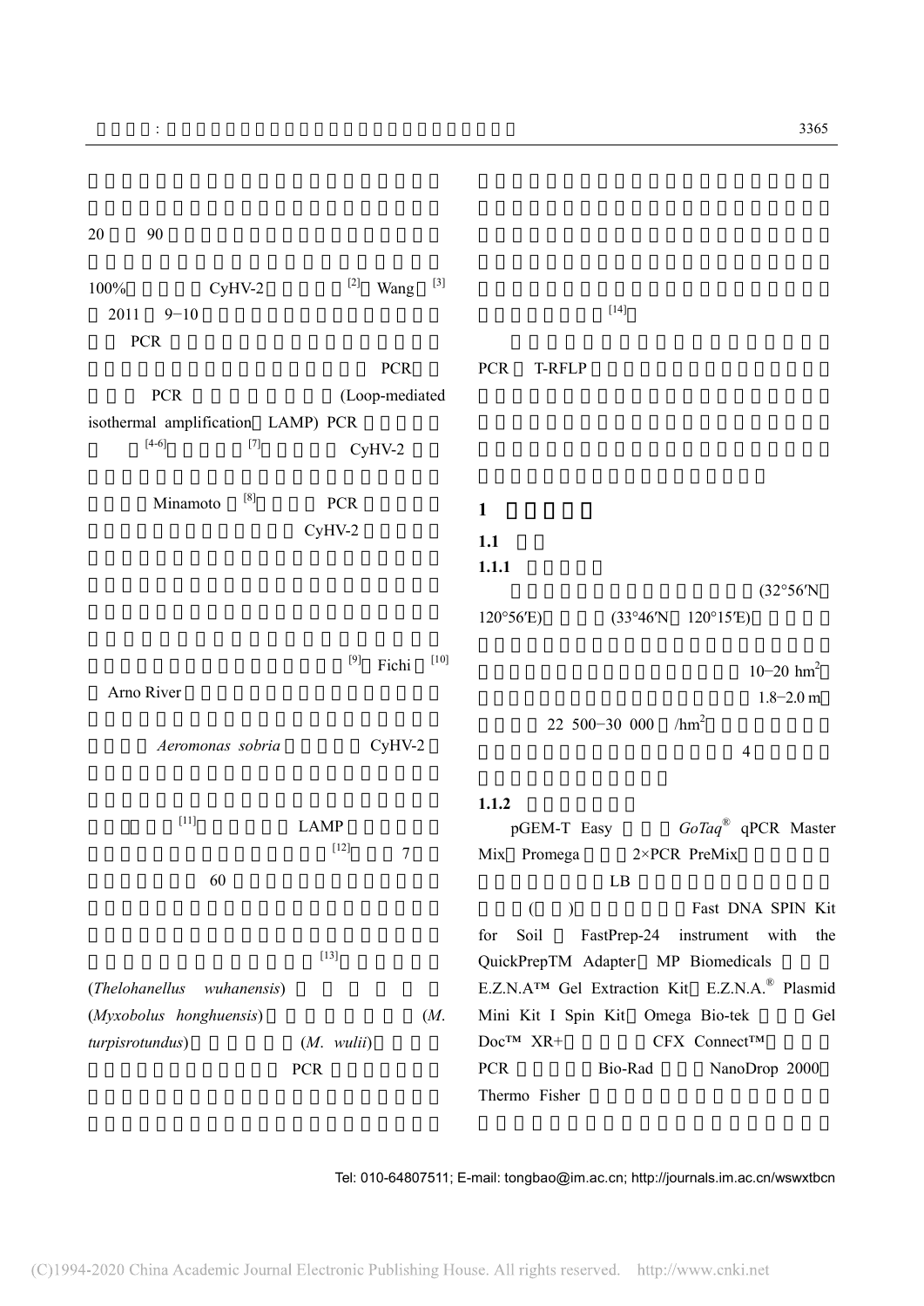20 90

100% CyHV-2 [2] Wang [3]
2011 9−10
PCR
PCR
PCR (Loop-mediated isothermal amplification LAMP) PCR
[4-6] [7] CyHV-2

Minamoto [8] PCR
CyHV-2

[9] Fichi [10]
Arno River

*Aeromonas sobria* CyHV-2

[11] LAMP
[12] 7
60

[13]
(*Thelohanellus wuhanensis*)
(*Myxobolus honghuensis*) (*M. turpisrotundus*) (*M. wulii*)
PCR

[14]

PCR T-RFLP

## 1

### 1.1

#### 1.1.1

(32°56′N 120°56′E) (33°46′N 120°15′E)

10−20 $hm^2$
1.8−2.0 m
22 500−30 000 $/hm^2$
4

#### 1.1.2

pGEM-T Easy *GoTaq*® qPCR Master Mix Promega 2×PCR PreMix
LB
( ) Fast DNA SPIN Kit for Soil FastPrep-24 instrument with the QuickPrepTM Adapter MP Biomedicals
E.Z.N.A™ Gel Extraction Kit E.Z.N.A.® Plasmid Mini Kit I Spin Kit Omega Bio-tek Gel Doc™ XR+ CFX Connect™ PCR Bio-Rad NanoDrop 2000 Thermo Fisher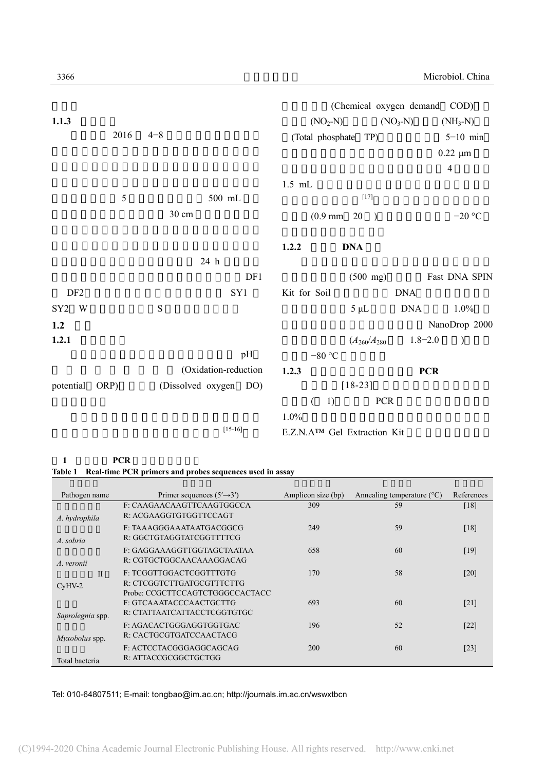### 1.1.3

2016 4−8

5 500 mL

30 cm

24 h

DF1

DF2 SY1

SY2 W S

### 1.2

#### 1.2.1

pH

(Oxidation-reduction potential ORP) (Dissolved oxygen DO)

[15-16]

(Chemical oxygen demand COD)

($NO_2$-N) ($NO_3$-N) ($NH_3$-N)

(Total phosphate TP) 5−10 min

0.22 μm

4

1.5 mL

[17]

(0.9 mm 20 ) −20 °C

#### 1.2.2 DNA

(500 mg) Fast DNA SPIN Kit for Soil DNA

5 μL DNA 1.0%

NanoDrop 2000

($A_{260}/A_{280}$ 1.8−2.0 )

−80 °C

#### 1.2.3 PCR

[18-23]

( 1) PCR

1.0%

E.Z.N.A™ Gel Extraction Kit

1 PCR

Table 1 Real-time PCR primers and probes sequences used in assay

| Pathogen name | Primer sequences (5′→3′) | Amplicon size (bp) | Annealing temperature (°C) | References |
|---|---|---|---|---|
| *A. hydrophila* | F: CAAGAACAAGTTCAAGTGGCCA<br>R: ACGAAGGTGTGGTTCCAGT | 309 | 59 | [18] |
| *A. sobria* | F: TAAAGGGAAATAATGACGGCG<br>R: GGCTGTAGGTATCGGTTTTCG | 249 | 59 | [18] |
| *A. veronii* | F: GAGGAAAGGTTGGTAGCTAATAA<br>R: CGTGCTGGCAACAAAGGACAG | 658 | 60 | [19] |
| II<br>CyHV-2 | F: TCGGTTGGACTCGGTTTGTG<br>R: CTCGGTCTTGATGCGTTTCTTG<br>Probe: CCGCTTCCAGTCTGGGCCACTACC | 170 | 58 | [20] |
| *Saprolegnia* spp. | F: GTCAAATACCCAACTGCTTG<br>R: CTATTAATCATTACCTCGGTGTGC | 693 | 60 | [21] |
| *Myxobolus* spp. | F: AGACACTGGGAGGTGGTGAC<br>R: CACTGCGTGATCCAACTACG | 196 | 52 | [22] |
| Total bacteria | F: ACTCCTACGGGAGGCAGCAG<br>R: ATTACCGCGGCTGCTGG | 200 | 60 | [23] |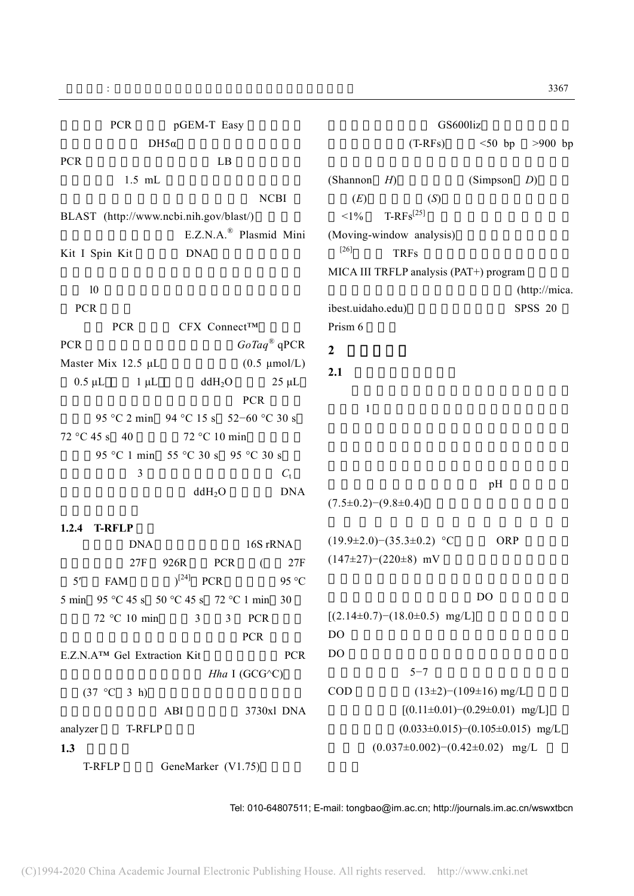PCR pGEM-T Easy

DH5α

PCR LB

1.5 mL

NCBI

BLAST (http://www.ncbi.nih.gov/blast/)

E.Z.N.A.® Plasmid Mini Kit I Spin Kit DNA

10

PCR

PCR CFX Connect™

PCR *GoTaq*® qPCR Master Mix 12.5 μL (0.5 μmol/L) 0.5 μL 1 μL $ddH_2O$ 25 μL

PCR

95 °C 2 min 94 °C 15 s 52−60 °C 30 s 72 °C 45 s 40 72 °C 10 min

95 °C 1 min 55 °C 30 s 95 °C 30 s

3 $C_t$

$ddH_2O$ DNA

### 1.2.4 T-RFLP

DNA 16S rRNA

27F 926R PCR ( 27F 5′ FAM )[24] PCR 95 °C 5 min 95 °C 45 s 50 °C 45 s 72 °C 1 min 30 72 °C 10 min 3 3 PCR

PCR

E.Z.N.A™ Gel Extraction Kit PCR

*Hha* I (GCG^C)

(37 °C 3 h)

ABI 3730xl DNA analyzer T-RFLP

### 1.3

T-RFLP GeneMarker (V1.75)

GS600liz

(T-RFs) <50 bp >900 bp

(Shannon *H*) (Simpson *D*)

(*E*) (*S*)

<1% T-RFs[25]

(Moving-window analysis)

[26] TRFs

MICA III TRFLP analysis (PAT+) program

(http://mica.ibest.uidaho.edu) SPSS 20

Prism 6

## 2

### 2.1

1

pH

(7.5±0.2)−(9.8±0.4)

(19.9±2.0)−(35.3±0.2) °C ORP

(147±27)−(220±8) mV

DO

[(2.14±0.7)−(18.0±0.5) mg/L]

DO

DO

5−7

COD (13±2)−(109±16) mg/L

[(0.11±0.01)−(0.29±0.01) mg/L]

(0.033±0.015)−(0.105±0.015) mg/L

(0.037±0.002)−(0.42±0.02) mg/L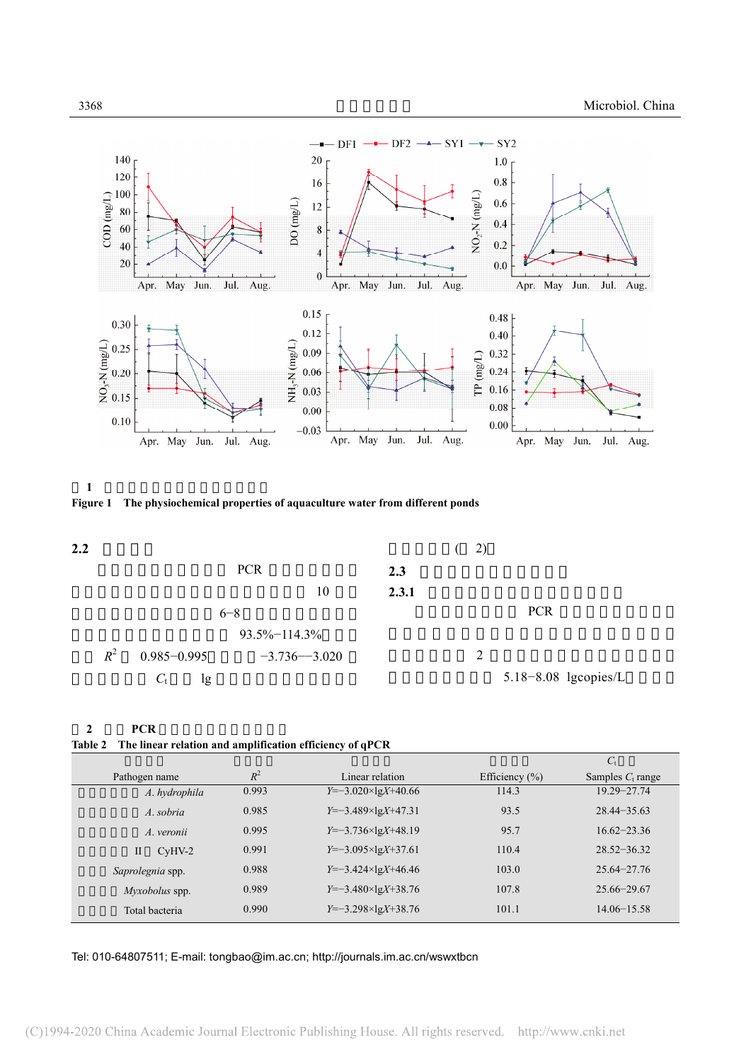Figure 1 The physiochemical properties of aquaculture water from different ponds

## 2.2

PCR 10 6−8 93.5%−114.3% $R^2$ 0.985−0.995 −3.736−−3.020 $C_t$ lg ( 2)

## 2.3

### 2.3.1

PCR 2 5.18−8.08 lgcopies/L

**Table 2 The linear relation and amplification efficiency of qPCR**

| Pathogen name | $R^2$ | Linear relation | Efficiency (%) | Samples $C_t$ range |
|---|---|---|---|---|
| *A. hydrophila* | 0.993 | $Y=-3.020\times\lg X+40.66$ | 114.3 | 19.29−27.74 |
| *A. sobria* | 0.985 | $Y=-3.489\times\lg X+47.31$ | 93.5 | 28.44−35.63 |
| *A. veronii* | 0.995 | $Y=-3.736\times\lg X+48.19$ | 95.7 | 16.62−23.36 |
| II CyHV-2 | 0.991 | $Y=-3.095\times\lg X+37.61$ | 110.4 | 28.52−36.32 |
| *Saprolegnia* spp. | 0.988 | $Y=-3.424\times\lg X+46.46$ | 103.0 | 25.64−27.76 |
| *Myxobolus* spp. | 0.989 | $Y=-3.480\times\lg X+38.76$ | 107.8 | 25.66−29.67 |
| Total bacteria | 0.990 | $Y=-3.298\times\lg X+38.76$ | 101.1 | 14.06−15.58 |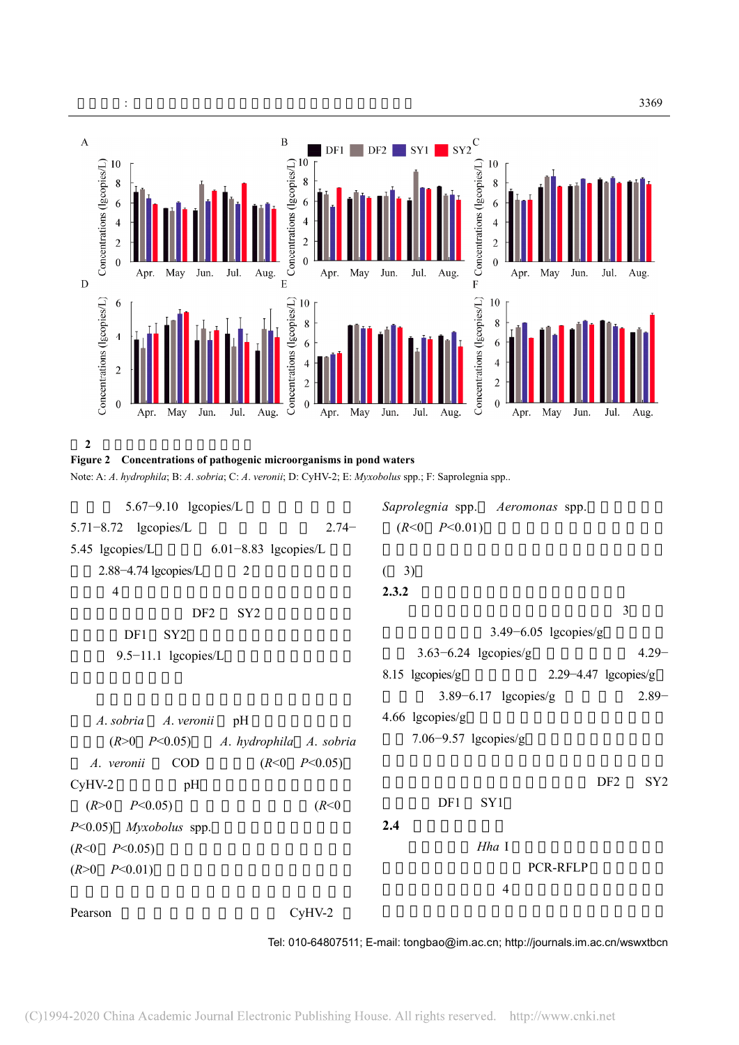图 2

**Figure 2 Concentrations of pathogenic microorganisms in pond waters**

Note: A: *A. hydrophila*; B: *A. sobria*; C: *A. veronii*; D: CyHV-2; E: *Myxobolus* spp.; F: Saprolegnia spp..

5.67−9.10 lgcopies/L

5.71−8.72 lgcopies/L 2.74−5.45 lgcopies/L 6.01−8.83 lgcopies/L

2.88−4.74 lgcopies/L 2

4

DF2 SY2

DF1 SY2

9.5−11.1 lgcopies/L

*A. sobria* *A. veronii* pH

($R>0$ $P<0.05$) *A. hydrophila* *A. sobria*

*A. veronii* COD ($R<0$ $P<0.05$)

CyHV-2 pH

($R>0$ $P<0.05$) ($R<0$ $P<0.05$) *Myxobolus* spp.

($R<0$ $P<0.05$)

($R>0$ $P<0.01$)

Pearson CyHV-2

*Saprolegnia* spp. *Aeromonas* spp.

($R<0$ $P<0.01$)

( 3)

**2.3.2**

3

3.49−6.05 lgcopies/g

3.63−6.24 lgcopies/g 4.29−8.15 lgcopies/g 2.29−4.47 lgcopies/g

3.89−6.17 lgcopies/g 2.89−4.66 lgcopies/g

7.06−9.57 lgcopies/g

DF2 SY2

DF1 SY1

**2.4**

*Hha* I

PCR-RFLP

4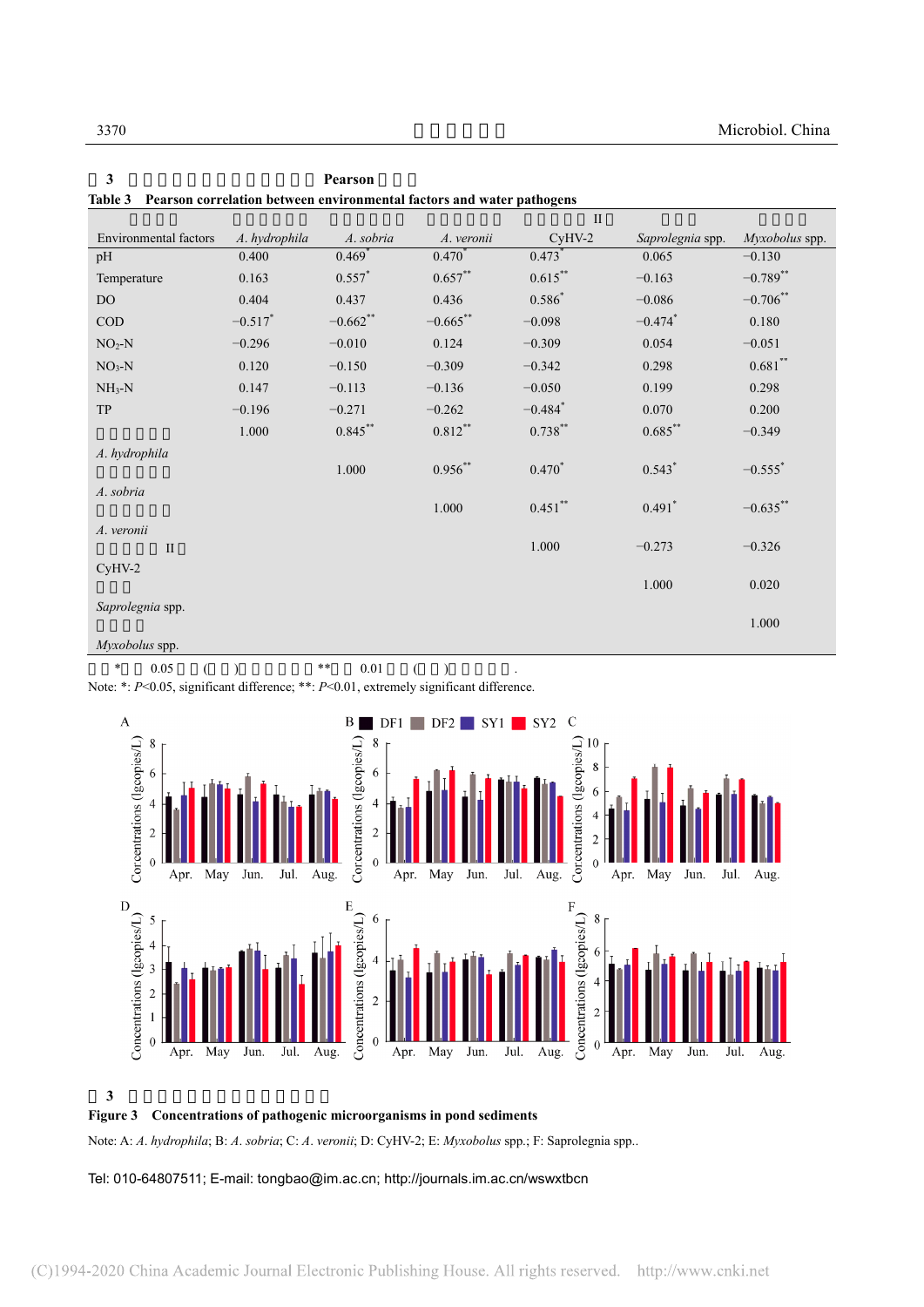表 3 环境因子与水体病原微生物 Pearson 相关性

Table 3 Pearson correlation between environmental factors and water pathogens

| Environmental factors | *A. hydrophila* | *A. sobria* | *A. veronii* | CyHV-2 | *Saprolegnia* spp. | *Myxobolus* spp. |
|---|---|---|---|---|---|---|
| pH | 0.400 | 0.469* | 0.470* | 0.473* | 0.065 | −0.130 |
| Temperature | 0.163 | 0.557* | 0.657** | 0.615** | −0.163 | −0.789** |
| DO | 0.404 | 0.437 | 0.436 | 0.586* | −0.086 | −0.706** |
| COD | −0.517* | −0.662** | −0.665** | −0.098 | −0.474* | 0.180 |
| $NO_2$-N | −0.296 | −0.010 | 0.124 | −0.309 | 0.054 | −0.051 |
| $NO_3$-N | 0.120 | −0.150 | −0.309 | −0.342 | 0.298 | 0.681** |
| $NH_3$-N | 0.147 | −0.113 | −0.136 | −0.050 | 0.199 | 0.298 |
| TP | −0.196 | −0.271 | −0.262 | −0.484* | 0.070 | 0.200 |
| *A. hydrophila* | 1.000 | 0.845** | 0.812** | 0.738** | 0.685** | −0.349 |
| *A. sobria* | | 1.000 | 0.956** | 0.470* | 0.543* | −0.555* |
| *A. veronii* | | | 1.000 | 0.451** | 0.491* | −0.635** |
| CyHV-2 | | | | 1.000 | −0.273 | −0.326 |
| *Saprolegnia* spp. | | | | | 1.000 | 0.020 |
| *Myxobolus* spp. | | | | | | 1.000 |

Note: *: $P<0.05$, significant difference; **: $P<0.01$, extremely significant difference.

图 3 池塘底泥中病原微生物的浓度

Figure 3 Concentrations of pathogenic microorganisms in pond sediments

Note: A: *A. hydrophila*; B: *A. sobria*; C: *A. veronii*; D: CyHV-2; E: *Myxobolus* spp.; F: Saprolegnia spp..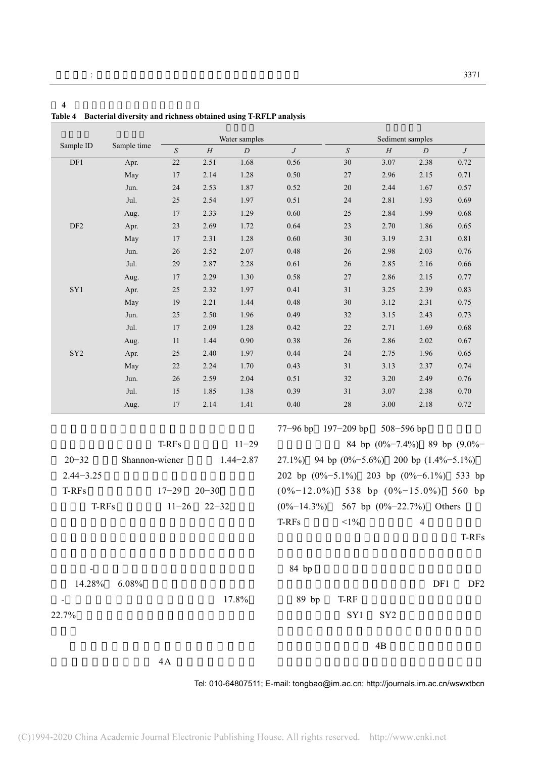**表 4**

**Table 4 Bacterial diversity and richness obtained using T-RFLP analysis**

| Sample ID | Sample time | Water samples | | | | Sediment samples | | | |
|---|---|---|---|---|---|---|---|---|---|
| | | *S* | *H* | *D* | *J* | *S* | *H* | *D* | *J* |
| DF1 | Apr. | 22 | 2.51 | 1.68 | 0.56 | 30 | 3.07 | 2.38 | 0.72 |
| | May | 17 | 2.14 | 1.28 | 0.50 | 27 | 2.96 | 2.15 | 0.71 |
| | Jun. | 24 | 2.53 | 1.87 | 0.52 | 20 | 2.44 | 1.67 | 0.57 |
| | Jul. | 25 | 2.54 | 1.97 | 0.51 | 24 | 2.81 | 1.93 | 0.69 |
| | Aug. | 17 | 2.33 | 1.29 | 0.60 | 25 | 2.84 | 1.99 | 0.68 |
| DF2 | Apr. | 23 | 2.69 | 1.72 | 0.64 | 23 | 2.70 | 1.86 | 0.65 |
| | May | 17 | 2.31 | 1.28 | 0.60 | 30 | 3.19 | 2.31 | 0.81 |
| | Jun. | 26 | 2.52 | 2.07 | 0.48 | 26 | 2.98 | 2.03 | 0.76 |
| | Jul. | 29 | 2.87 | 2.28 | 0.61 | 26 | 2.85 | 2.16 | 0.66 |
| | Aug. | 17 | 2.29 | 1.30 | 0.58 | 27 | 2.86 | 2.15 | 0.77 |
| SY1 | Apr. | 25 | 2.32 | 1.97 | 0.41 | 31 | 3.25 | 2.39 | 0.83 |
| | May | 19 | 2.21 | 1.44 | 0.48 | 30 | 3.12 | 2.31 | 0.75 |
| | Jun. | 25 | 2.50 | 1.96 | 0.49 | 32 | 3.15 | 2.43 | 0.73 |
| | Jul. | 17 | 2.09 | 1.28 | 0.42 | 22 | 2.71 | 1.69 | 0.68 |
| | Aug. | 11 | 1.44 | 0.90 | 0.38 | 26 | 2.86 | 2.02 | 0.67 |
| SY2 | Apr. | 25 | 2.40 | 1.97 | 0.44 | 24 | 2.75 | 1.96 | 0.65 |
| | May | 22 | 2.24 | 1.70 | 0.43 | 31 | 3.13 | 2.37 | 0.74 |
| | Jun. | 26 | 2.59 | 2.04 | 0.51 | 32 | 3.20 | 2.49 | 0.76 |
| | Jul. | 15 | 1.85 | 1.38 | 0.39 | 31 | 3.07 | 2.38 | 0.70 |
| | Aug. | 17 | 2.14 | 1.41 | 0.40 | 28 | 3.00 | 2.18 | 0.72 |

T-RFs 11−29 20−32 Shannon-wiener 1.44−2.87 2.44−3.25 T-RFs 17−29 20−30 T-RFs 11−26 22−32

- 14.28% 6.08%

- 17.8% 22.7%

4A

77−96 bp 197−209 bp 508−596 bp 84 bp (0%−7.4%) 89 bp (9.0%−27.1%) 94 bp (0%−5.6%) 200 bp (1.4%−5.1%) 202 bp (0%−5.1%) 203 bp (0%−6.1%) 533 bp (0%−12.0%) 538 bp (0%−15.0%) 560 bp (0%−14.3%) 567 bp (0%−22.7%) Others T-RFs <1% 4 T-RFs

84 bp DF1 DF2

89 bp T-RF SY1 SY2

4B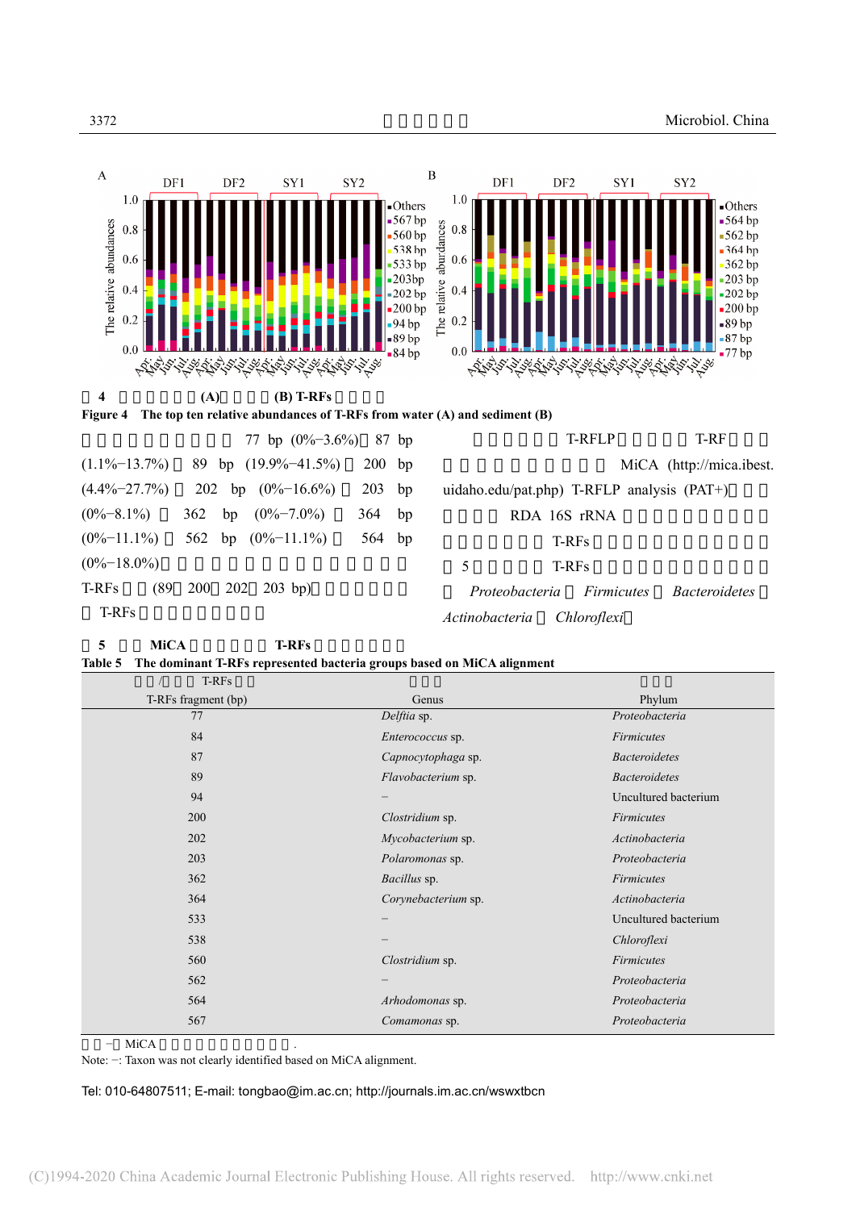图 4 水体和沉积物(A)和沉积物(B) T-RFs 相对丰度

**Figure 4 The top ten relative abundances of T-RFs from water (A) and sediment (B)**

77 bp (0%−3.6%) 87 bp (1.1%−13.7%) 89 bp (19.9%−41.5%) 200 bp (4.4%−27.7%) 202 bp (0%−16.6%) 203 bp (0%−8.1%) 362 bp (0%−7.0%) 364 bp (0%−11.1%) 562 bp (0%−11.1%) 564 bp (0%−18.0%)

T-RFs (89 200 202 203 bp)

T-RFs

T-RFLP T-RF MiCA (http://mica.ibest.uidaho.edu/pat.php) T-RFLP analysis (PAT+) RDA 16S rRNA T-RFs 5 T-RFs *Proteobacteria* *Firmicutes* *Bacteroidetes* *Actinobacteria* *Chloroflexi*

表 5 MiCA T-RFs

**Table 5 The dominant T-RFs represented bacteria groups based on MiCA alignment**

| T-RFs fragment (bp) | Genus | Phylum |
|---|---|---|
| 77 | *Delftia* sp. | *Proteobacteria* |
| 84 | *Enterococcus* sp. | *Firmicutes* |
| 87 | *Capnocytophaga* sp. | *Bacteroidetes* |
| 89 | *Flavobacterium* sp. | *Bacteroidetes* |
| 94 | – | Uncultured bacterium |
| 200 | *Clostridium* sp. | *Firmicutes* |
| 202 | *Mycobacterium* sp. | *Actinobacteria* |
| 203 | *Polaromonas* sp. | *Proteobacteria* |
| 362 | *Bacillus* sp. | *Firmicutes* |
| 364 | *Corynebacterium* sp. | *Actinobacteria* |
| 533 | – | Uncultured bacterium |
| 538 | – | *Chloroflexi* |
| 560 | *Clostridium* sp. | *Firmicutes* |
| 562 | – | *Proteobacteria* |
| 564 | *Arhodomonas* sp. | *Proteobacteria* |
| 567 | *Comamonas* sp. | *Proteobacteria* |

− MiCA .

Note: −: Taxon was not clearly identified based on MiCA alignment.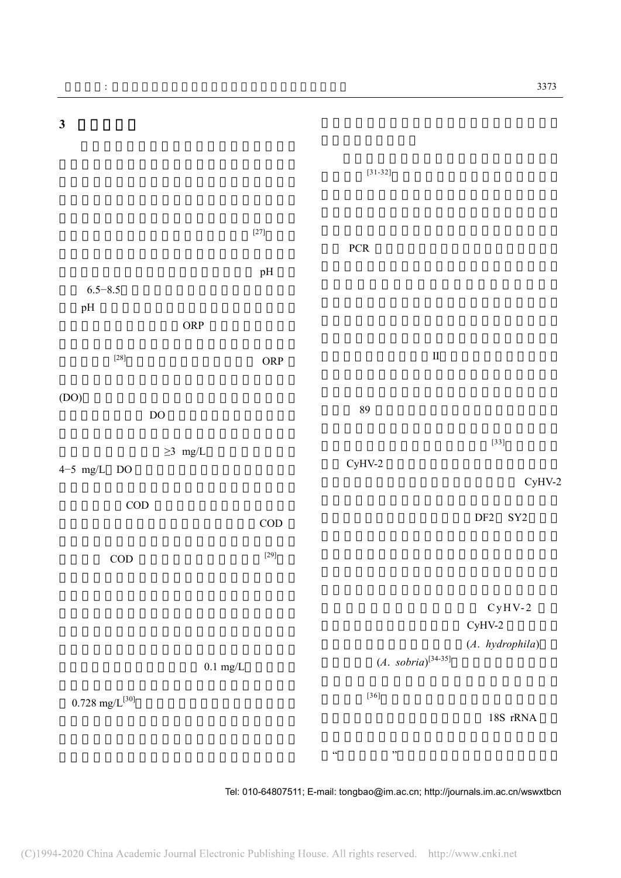## 3

[27]

pH

6.5−8.5

pH

ORP

[28] ORP

(DO)

DO

≥3 mg/L

4−5 mg/L DO

COD

COD

COD [29]

0.1 mg/L

0.728 mg/L[30]

[31-32]

PCR

II

89

[33]

CyHV-2

CyHV-2

DF2 SY2

CyHV-2

CyHV-2

(*A. hydrophila*)

(*A. sobria*)[34-35]

[36]

18S rRNA

“ ”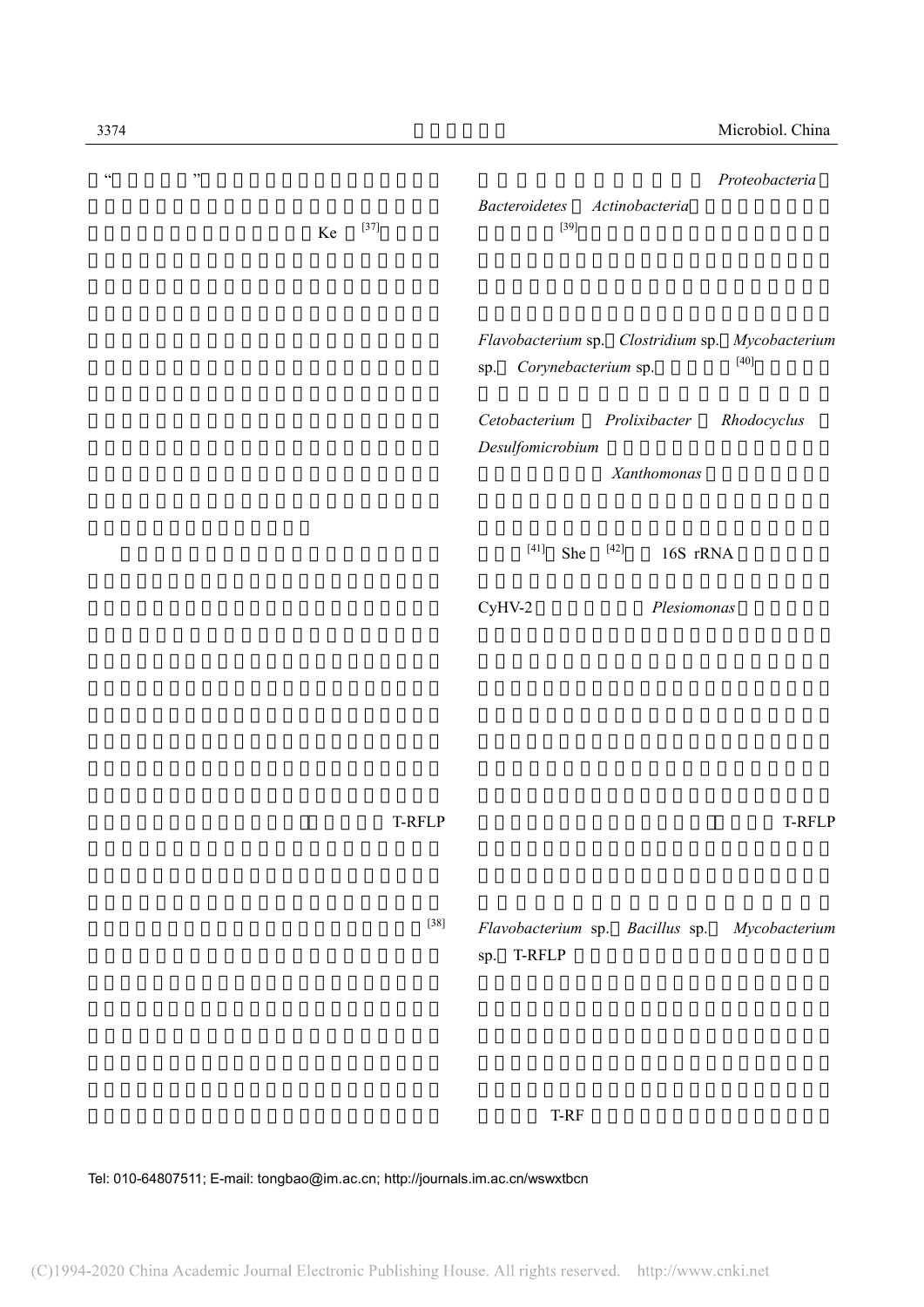“ ”

Ke [37]

T-RFLP

[38]

*Proteobacteria*

*Bacteroidetes* *Actinobacteria*

[39]

*Flavobacterium* sp. *Clostridium* sp. *Mycobacterium* sp. *Corynebacterium* sp. [40]

*Cetobacterium* *Prolixibacter* *Rhodocyclus* *Desulfomicrobium*

*Xanthomonas*

[41] She [42] 16S rRNA

CyHV-2 *Plesiomonas*

T-RFLP

*Flavobacterium* sp. *Bacillus* sp. *Mycobacterium* sp. T-RFLP

T-RF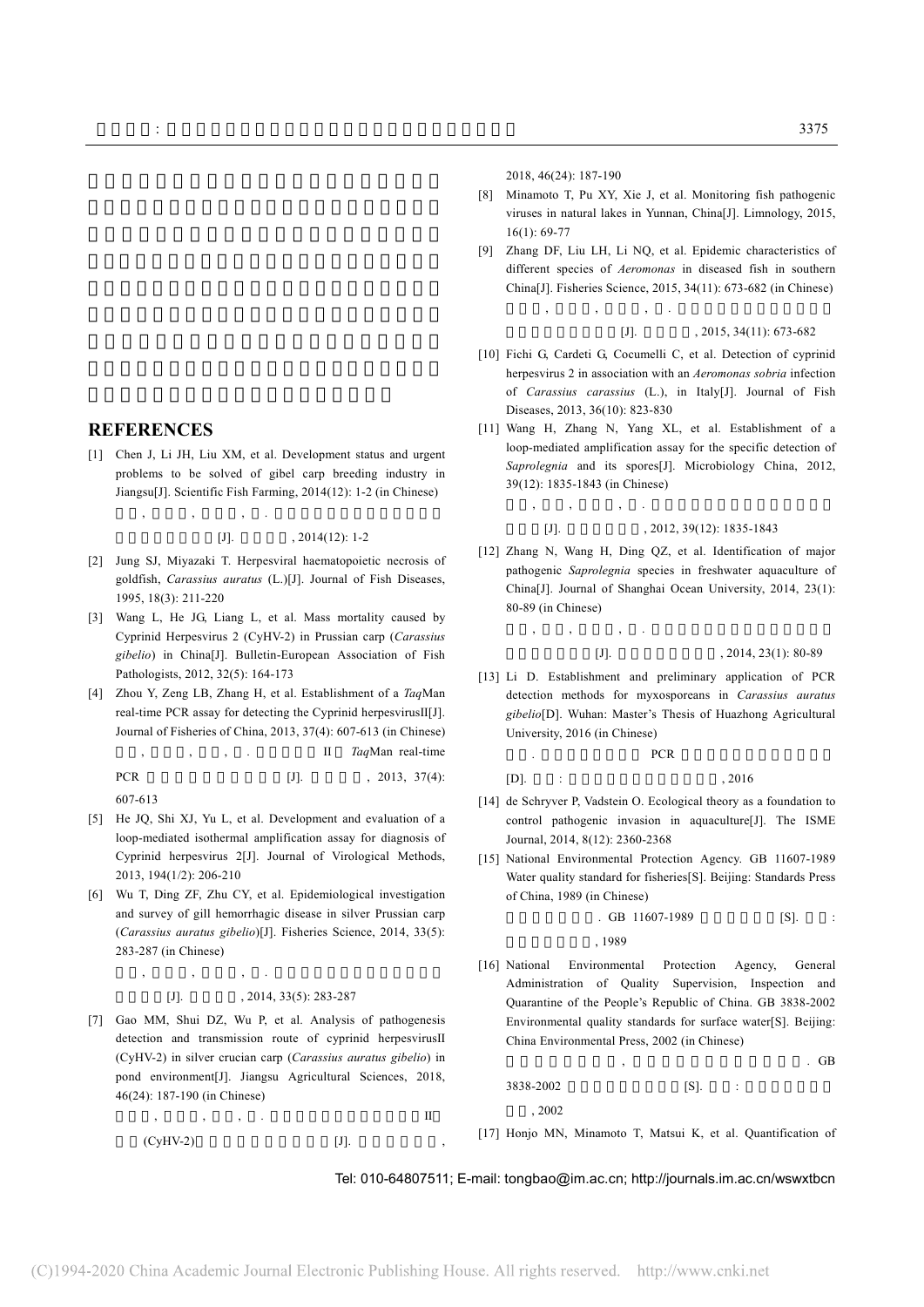## REFERENCES

[1] Chen J, Li JH, Liu XM, et al. Development status and urgent problems to be solved of gibel carp breeding industry in Jiangsu[J]. Scientific Fish Farming, 2014(12): 1-2 (in Chinese)

[J]. , 2014(12): 1-2

[2] Jung SJ, Miyazaki T. Herpesviral haematopoietic necrosis of goldfish, *Carassius auratus* (L.)[J]. Journal of Fish Diseases, 1995, 18(3): 211-220

[3] Wang L, He JG, Liang L, et al. Mass mortality caused by Cyprinid Herpesvirus 2 (CyHV-2) in Prussian carp (*Carassius gibelio*) in China[J]. Bulletin-European Association of Fish Pathologists, 2012, 32(5): 164-173

[4] Zhou Y, Zeng LB, Zhang H, et al. Establishment of a *Taq*Man real-time PCR assay for detecting the Cyprinid herpesvirusII[J]. Journal of Fisheries of China, 2013, 37(4): 607-613 (in Chinese)

II *Taq*Man real-time PCR [J]. , 2013, 37(4): 607-613

[5] He JQ, Shi XJ, Yu L, et al. Development and evaluation of a loop-mediated isothermal amplification assay for diagnosis of Cyprinid herpesvirus 2[J]. Journal of Virological Methods, 2013, 194(1/2): 206-210

[6] Wu T, Ding ZF, Zhu CY, et al. Epidemiological investigation and survey of gill hemorrhagic disease in silver Prussian carp (*Carassius auratus gibelio*)[J]. Fisheries Science, 2014, 33(5): 283-287 (in Chinese)

[J]. , 2014, 33(5): 283-287

[7] Gao MM, Shui DZ, Wu P, et al. Analysis of pathogenesis detection and transmission route of cyprinid herpesvirusII (CyHV-2) in silver crucian carp (*Carassius auratus gibelio*) in pond environment[J]. Jiangsu Agricultural Sciences, 2018, 46(24): 187-190 (in Chinese)

II (CyHV-2) [J]. , 2018, 46(24): 187-190

[8] Minamoto T, Pu XY, Xie J, et al. Monitoring fish pathogenic viruses in natural lakes in Yunnan, China[J]. Limnology, 2015, 16(1): 69-77

[9] Zhang DF, Liu LH, Li NQ, et al. Epidemic characteristics of different species of *Aeromonas* in diseased fish in southern China[J]. Fisheries Science, 2015, 34(11): 673-682 (in Chinese)

[J]. , 2015, 34(11): 673-682

[10] Fichi G, Cardeti G, Cocumelli C, et al. Detection of cyprinid herpesvirus 2 in association with an *Aeromonas sobria* infection of *Carassius carassius* (L.), in Italy[J]. Journal of Fish Diseases, 2013, 36(10): 823-830

[11] Wang H, Zhang N, Yang XL, et al. Establishment of a loop-mediated amplification assay for the specific detection of *Saprolegnia* and its spores[J]. Microbiology China, 2012, 39(12): 1835-1843 (in Chinese)

[J]. , 2012, 39(12): 1835-1843

[12] Zhang N, Wang H, Ding QZ, et al. Identification of major pathogenic *Saprolegnia* species in freshwater aquaculture of China[J]. Journal of Shanghai Ocean University, 2014, 23(1): 80-89 (in Chinese)

[J]. , 2014, 23(1): 80-89

[13] Li D. Establishment and preliminary application of PCR detection methods for myxosporeans in *Carassius auratus gibelio*[D]. Wuhan: Master's Thesis of Huazhong Agricultural University, 2016 (in Chinese)

PCR [D]. : , 2016

[14] de Schryver P, Vadstein O. Ecological theory as a foundation to control pathogenic invasion in aquaculture[J]. The ISME Journal, 2014, 8(12): 2360-2368

[15] National Environmental Protection Agency. GB 11607-1989 Water quality standard for fisheries[S]. Beijing: Standards Press of China, 1989 (in Chinese)

GB 11607-1989 [S]. : , 1989

[16] National Environmental Protection Agency, General Administration of Quality Supervision, Inspection and Quarantine of the People's Republic of China. GB 3838-2002 Environmental quality standards for surface water[S]. Beijing: China Environmental Press, 2002 (in Chinese)

GB 3838-2002 [S]. : , 2002

[17] Honjo MN, Minamoto T, Matsui K, et al. Quantification of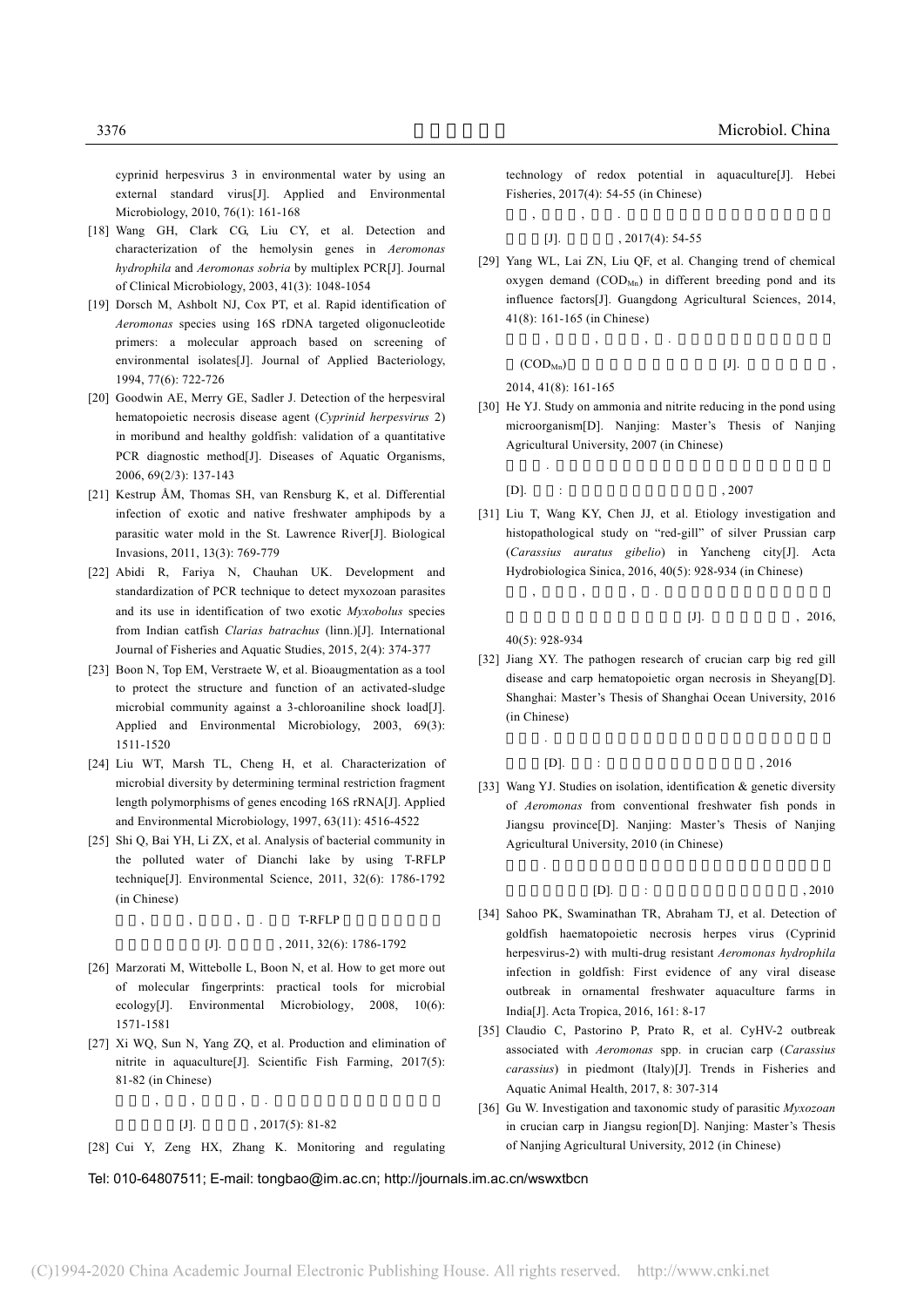cyprinid herpesvirus 3 in environmental water by using an external standard virus[J]. Applied and Environmental Microbiology, 2010, 76(1): 161-168

[18] Wang GH, Clark CG, Liu CY, et al. Detection and characterization of the hemolysin genes in *Aeromonas hydrophila* and *Aeromonas sobria* by multiplex PCR[J]. Journal of Clinical Microbiology, 2003, 41(3): 1048-1054

[19] Dorsch M, Ashbolt NJ, Cox PT, et al. Rapid identification of *Aeromonas* species using 16S rDNA targeted oligonucleotide primers: a molecular approach based on screening of environmental isolates[J]. Journal of Applied Bacteriology, 1994, 77(6): 722-726

[20] Goodwin AE, Merry GE, Sadler J. Detection of the herpesviral hematopoietic necrosis disease agent (*Cyprinid herpesvirus* 2) in moribund and healthy goldfish: validation of a quantitative PCR diagnostic method[J]. Diseases of Aquatic Organisms, 2006, 69(2/3): 137-143

[21] Kestrup ÅM, Thomas SH, van Rensburg K, et al. Differential infection of exotic and native freshwater amphipods by a parasitic water mold in the St. Lawrence River[J]. Biological Invasions, 2011, 13(3): 769-779

[22] Abidi R, Fariya N, Chauhan UK. Development and standardization of PCR technique to detect myxozoan parasites and its use in identification of two exotic *Myxobolus* species from Indian catfish *Clarias batrachus* (linn.)[J]. International Journal of Fisheries and Aquatic Studies, 2015, 2(4): 374-377

[23] Boon N, Top EM, Verstraete W, et al. Bioaugmentation as a tool to protect the structure and function of an activated-sludge microbial community against a 3-chloroaniline shock load[J]. Applied and Environmental Microbiology, 2003, 69(3): 1511-1520

[24] Liu WT, Marsh TL, Cheng H, et al. Characterization of microbial diversity by determining terminal restriction fragment length polymorphisms of genes encoding 16S rRNA[J]. Applied and Environmental Microbiology, 1997, 63(11): 4516-4522

[25] Shi Q, Bai YH, Li ZX, et al. Analysis of bacterial community in the polluted water of Dianchi lake by using T-RFLP technique[J]. Environmental Science, 2011, 32(6): 1786-1792 (in Chinese)

, , , . T-RFLP [J]. , 2011, 32(6): 1786-1792

[26] Marzorati M, Wittebolle L, Boon N, et al. How to get more out of molecular fingerprints: practical tools for microbial ecology[J]. Environmental Microbiology, 2008, 10(6): 1571-1581

[27] Xi WQ, Sun N, Yang ZQ, et al. Production and elimination of nitrite in aquaculture[J]. Scientific Fish Farming, 2017(5): 81-82 (in Chinese)

, , , . [J]. , 2017(5): 81-82

[28] Cui Y, Zeng HX, Zhang K. Monitoring and regulating technology of redox potential in aquaculture[J]. Hebei Fisheries, 2017(4): 54-55 (in Chinese)

, , . [J]. , 2017(4): 54-55

[29] Yang WL, Lai ZN, Liu QF, et al. Changing trend of chemical oxygen demand ($COD_{Mn}$) in different breeding pond and its influence factors[J]. Guangdong Agricultural Sciences, 2014, 41(8): 161-165 (in Chinese)

, , , . ($COD_{Mn}$) [J]. , 2014, 41(8): 161-165

[30] He YJ. Study on ammonia and nitrite reducing in the pond using microorganism[D]. Nanjing: Master's Thesis of Nanjing Agricultural University, 2007 (in Chinese)

. [D]. : , 2007

[31] Liu T, Wang KY, Chen JJ, et al. Etiology investigation and histopathological study on "red-gill" of silver Prussian carp (*Carassius auratus gibelio*) in Yancheng city[J]. Acta Hydrobiologica Sinica, 2016, 40(5): 928-934 (in Chinese)

, , , . [J]. , 2016, 40(5): 928-934

[32] Jiang XY. The pathogen research of crucian carp big red gill disease and carp hematopoietic organ necrosis in Sheyang[D]. Shanghai: Master's Thesis of Shanghai Ocean University, 2016 (in Chinese)

. [D]. : , 2016

[33] Wang YJ. Studies on isolation, identification & genetic diversity of *Aeromonas* from conventional freshwater fish ponds in Jiangsu province[D]. Nanjing: Master's Thesis of Nanjing Agricultural University, 2010 (in Chinese)

. [D]. : , 2010

[34] Sahoo PK, Swaminathan TR, Abraham TJ, et al. Detection of goldfish haematopoietic necrosis herpes virus (Cyprinid herpesvirus-2) with multi-drug resistant *Aeromonas hydrophila* infection in goldfish: First evidence of any viral disease outbreak in ornamental freshwater aquaculture farms in India[J]. Acta Tropica, 2016, 161: 8-17

[35] Claudio C, Pastorino P, Prato R, et al. CyHV-2 outbreak associated with *Aeromonas* spp. in crucian carp (*Carassius carassius*) in piedmont (Italy)[J]. Trends in Fisheries and Aquatic Animal Health, 2017, 8: 307-314

[36] Gu W. Investigation and taxonomic study of parasitic *Myxozoan* in crucian carp in Jiangsu region[D]. Nanjing: Master's Thesis of Nanjing Agricultural University, 2012 (in Chinese)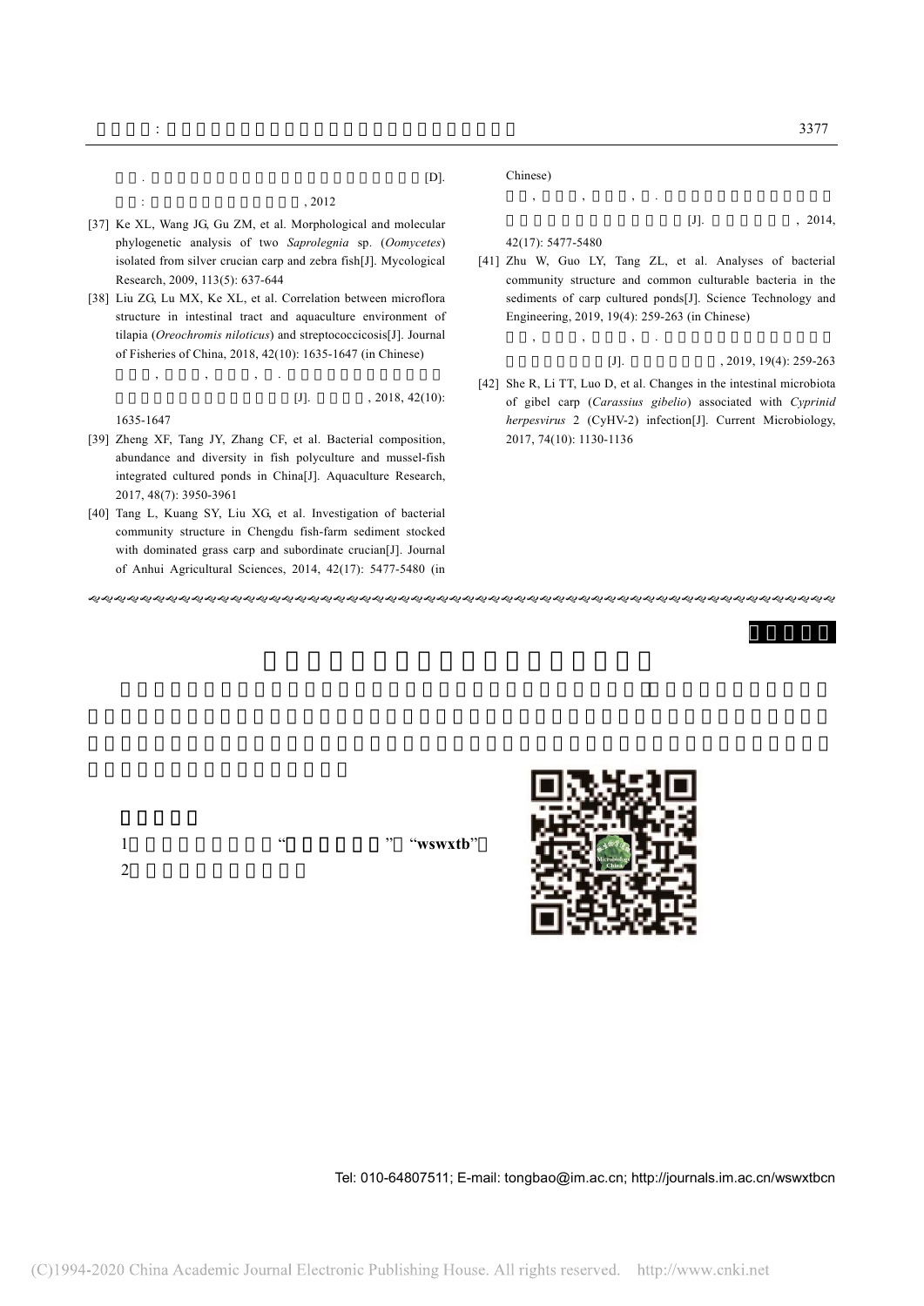学位. 华中农业大学硕士学位论文……[D].

……: ……, 2012

[37] Ke XL, Wang JG, Gu ZM, et al. Morphological and molecular phylogenetic analysis of two *Saprolegnia* sp. (*Oomycetes*) isolated from silver crucian carp and zebra fish[J]. Mycological Research, 2009, 113(5): 637-644

[38] Liu ZG, Lu MX, Ke XL, et al. Correlation between microflora structure in intestinal tract and aquaculture environment of tilapia (*Oreochromis niloticus*) and streptococcicosis[J]. Journal of Fisheries of China, 2018, 42(10): 1635-1647 (in Chinese)

[J]. , 2018, 42(10): 1635-1647

[39] Zheng XF, Tang JY, Zhang CF, et al. Bacterial composition, abundance and diversity in fish polyculture and mussel-fish integrated cultured ponds in China[J]. Aquaculture Research, 2017, 48(7): 3950-3961

[40] Tang L, Kuang SY, Liu XG, et al. Investigation of bacterial community structure in Chengdu fish-farm sediment stocked with dominated grass carp and subordinate crucian[J]. Journal of Anhui Agricultural Sciences, 2014, 42(17): 5477-5480 (in Chinese)

[J]. , 2014, 42(17): 5477-5480

[41] Zhu W, Guo LY, Tang ZL, et al. Analyses of bacterial community structure and common culturable bacteria in the sediments of carp cultured ponds[J]. Science Technology and Engineering, 2019, 19(4): 259-263 (in Chinese)

[J]. , 2019, 19(4): 259-263

[42] She R, Li TT, Luo D, et al. Changes in the intestinal microbiota of gibel carp (*Carassius gibelio*) associated with *Cyprinid herpesvirus* 2 (CyHV-2) infection[J]. Current Microbiology, 2017, 74(10): 1130-1136

1 " " "wswxtb"

2

Tel: 010-64807511; E-mail: tongbao@im.ac.cn; http://journals.im.ac.cn/wswxtbcn